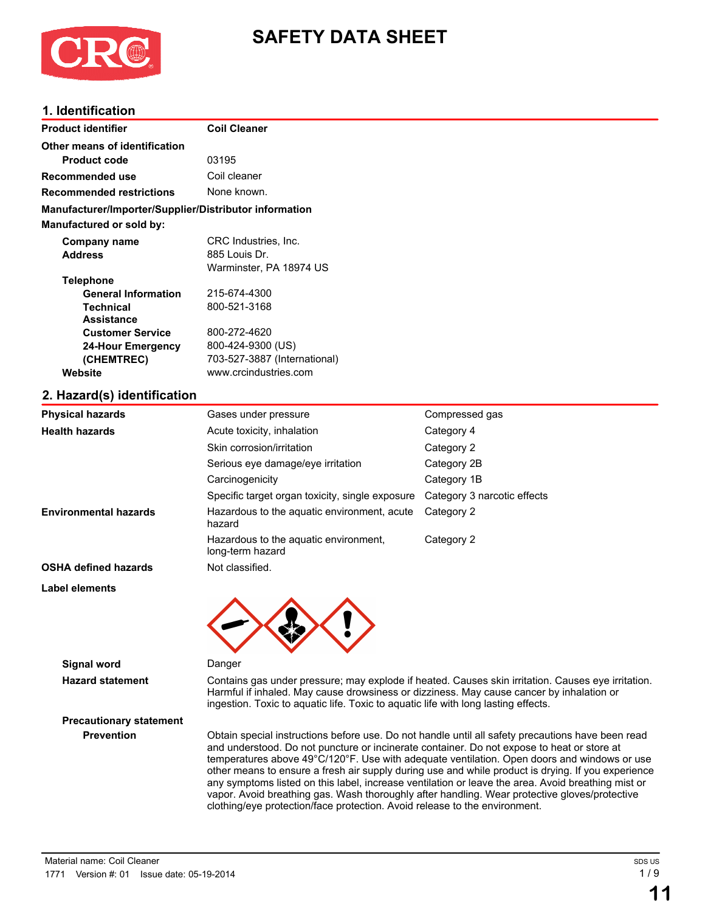# SAFETY DATA SHEET

## 1. Identification

| | |
|---|---|
| **Product identifier** | **Coil Cleaner** |
| **Other means of identification** | |
| **Product code** | 03195 |
| **Recommended use** | Coil cleaner |
| **Recommended restrictions** | None known. |

**Manufacturer/Importer/Supplier/Distributor information**

**Manufactured or sold by:**

| | |
|---|---|
| **Company name** | CRC Industries, Inc. |
| **Address** | 885 Louis Dr.<br>Warminster, PA 18974 US |
| **Telephone** | |
| **General Information** | 215-674-4300 |
| **Technical Assistance** | 800-521-3168 |
| **Customer Service** | 800-272-4620 |
| **24-Hour Emergency (CHEMTREC)** | 800-424-9300 (US)<br>703-527-3887 (International) |
| **Website** | www.crcindustries.com |

## 2. Hazard(s) identification

| | | |
|---|---|---|
| **Physical hazards** | Gases under pressure | Compressed gas |
| **Health hazards** | Acute toxicity, inhalation | Category 4 |
| | Skin corrosion/irritation | Category 2 |
| | Serious eye damage/eye irritation | Category 2B |
| | Carcinogenicity | Category 1B |
| | Specific target organ toxicity, single exposure | Category 3 narcotic effects |
| **Environmental hazards** | Hazardous to the aquatic environment, acute hazard | Category 2 |
| | Hazardous to the aquatic environment, long-term hazard | Category 2 |
| **OSHA defined hazards** | Not classified. | |

**Label elements**

**Signal word** Danger

**Hazard statement** Contains gas under pressure; may explode if heated. Causes skin irritation. Causes eye irritation. Harmful if inhaled. May cause drowsiness or dizziness. May cause cancer by inhalation or ingestion. Toxic to aquatic life. Toxic to aquatic life with long lasting effects.

**Precautionary statement**

**Prevention** Obtain special instructions before use. Do not handle until all safety precautions have been read and understood. Do not puncture or incinerate container. Do not expose to heat or store at temperatures above 49°C/120°F. Use with adequate ventilation. Open doors and windows or use other means to ensure a fresh air supply during use and while product is drying. If you experience any symptoms listed on this label, increase ventilation or leave the area. Avoid breathing mist or vapor. Avoid breathing gas. Wash thoroughly after handling. Wear protective gloves/protective clothing/eye protection/face protection. Avoid release to the environment.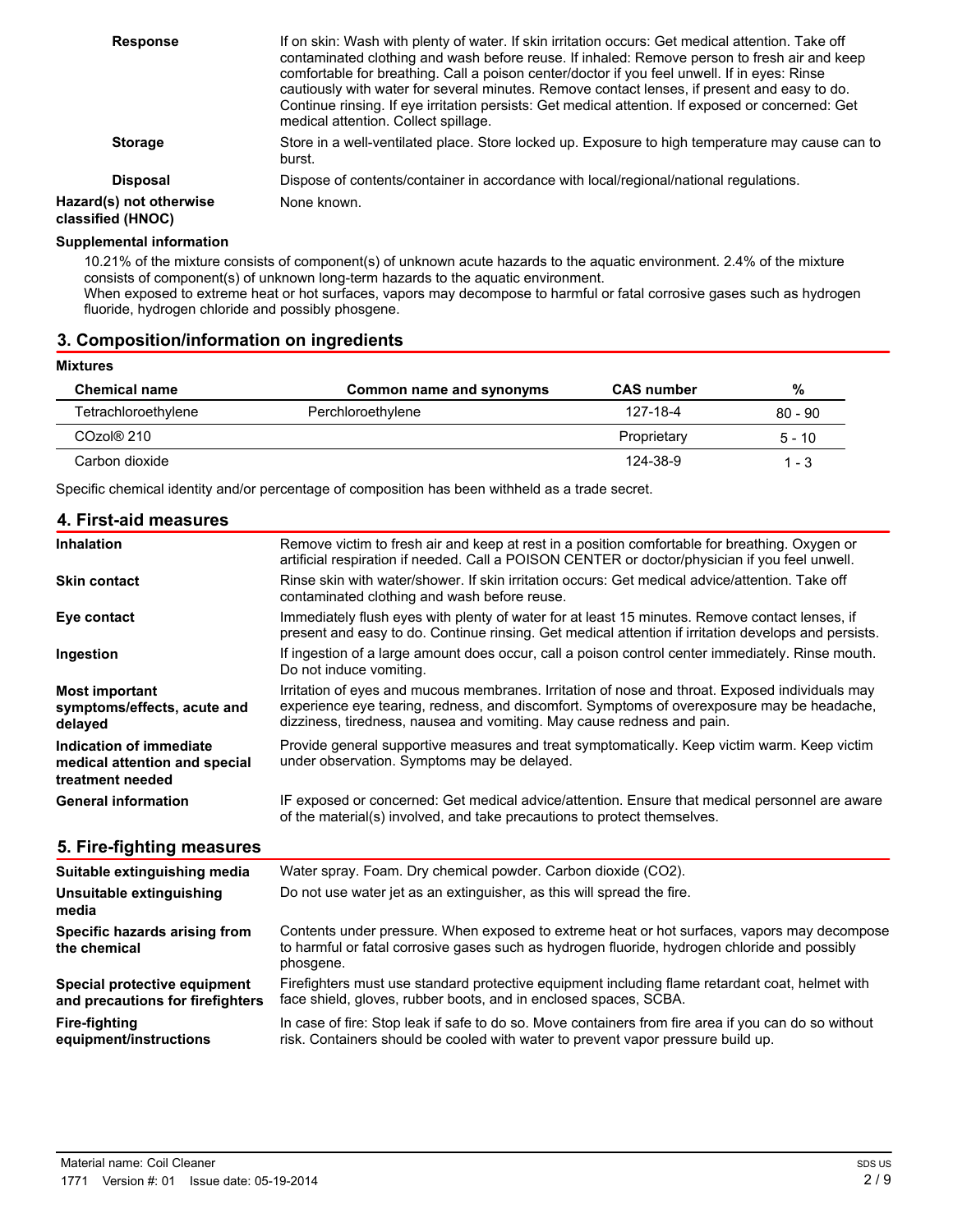| | |
|---|---|
| **Response** | If on skin: Wash with plenty of water. If skin irritation occurs: Get medical attention. Take off contaminated clothing and wash before reuse. If inhaled: Remove person to fresh air and keep comfortable for breathing. Call a poison center/doctor if you feel unwell. If in eyes: Rinse cautiously with water for several minutes. Remove contact lenses, if present and easy to do. Continue rinsing. If eye irritation persists: Get medical attention. If exposed or concerned: Get medical attention. Collect spillage. |
| **Storage** | Store in a well-ventilated place. Store locked up. Exposure to high temperature may cause can to burst. |
| **Disposal** | Dispose of contents/container in accordance with local/regional/national regulations. |
| **Hazard(s) not otherwise classified (HNOC)** | None known. |

**Supplemental information**

10.21% of the mixture consists of component(s) of unknown acute hazards to the aquatic environment. 2.4% of the mixture consists of component(s) of unknown long-term hazards to the aquatic environment.
When exposed to extreme heat or hot surfaces, vapors may decompose to harmful or fatal corrosive gases such as hydrogen fluoride, hydrogen chloride and possibly phosgene.

## 3. Composition/information on ingredients

**Mixtures**

| Chemical name | Common name and synonyms | CAS number | % |
|---|---|---|---|
| Tetrachloroethylene | Perchloroethylene | 127-18-4 | 80 - 90 |
| COzol® 210 | | Proprietary | 5 - 10 |
| Carbon dioxide | | 124-38-9 | 1 - 3 |

Specific chemical identity and/or percentage of composition has been withheld as a trade secret.

## 4. First-aid measures

| | |
|---|---|
| **Inhalation** | Remove victim to fresh air and keep at rest in a position comfortable for breathing. Oxygen or artificial respiration if needed. Call a POISON CENTER or doctor/physician if you feel unwell. |
| **Skin contact** | Rinse skin with water/shower. If skin irritation occurs: Get medical advice/attention. Take off contaminated clothing and wash before reuse. |
| **Eye contact** | Immediately flush eyes with plenty of water for at least 15 minutes. Remove contact lenses, if present and easy to do. Continue rinsing. Get medical attention if irritation develops and persists. |
| **Ingestion** | If ingestion of a large amount does occur, call a poison control center immediately. Rinse mouth. Do not induce vomiting. |
| **Most important symptoms/effects, acute and delayed** | Irritation of eyes and mucous membranes. Irritation of nose and throat. Exposed individuals may experience eye tearing, redness, and discomfort. Symptoms of overexposure may be headache, dizziness, tiredness, nausea and vomiting. May cause redness and pain. |
| **Indication of immediate medical attention and special treatment needed** | Provide general supportive measures and treat symptomatically. Keep victim warm. Keep victim under observation. Symptoms may be delayed. |
| **General information** | IF exposed or concerned: Get medical advice/attention. Ensure that medical personnel are aware of the material(s) involved, and take precautions to protect themselves. |

## 5. Fire-fighting measures

| | |
|---|---|
| **Suitable extinguishing media** | Water spray. Foam. Dry chemical powder. Carbon dioxide ($CO_2$). |
| **Unsuitable extinguishing media** | Do not use water jet as an extinguisher, as this will spread the fire. |
| **Specific hazards arising from the chemical** | Contents under pressure. When exposed to extreme heat or hot surfaces, vapors may decompose to harmful or fatal corrosive gases such as hydrogen fluoride, hydrogen chloride and possibly phosgene. |
| **Special protective equipment and precautions for firefighters** | Firefighters must use standard protective equipment including flame retardant coat, helmet with face shield, gloves, rubber boots, and in enclosed spaces, SCBA. |
| **Fire-fighting equipment/instructions** | In case of fire: Stop leak if safe to do so. Move containers from fire area if you can do so without risk. Containers should be cooled with water to prevent vapor pressure build up. |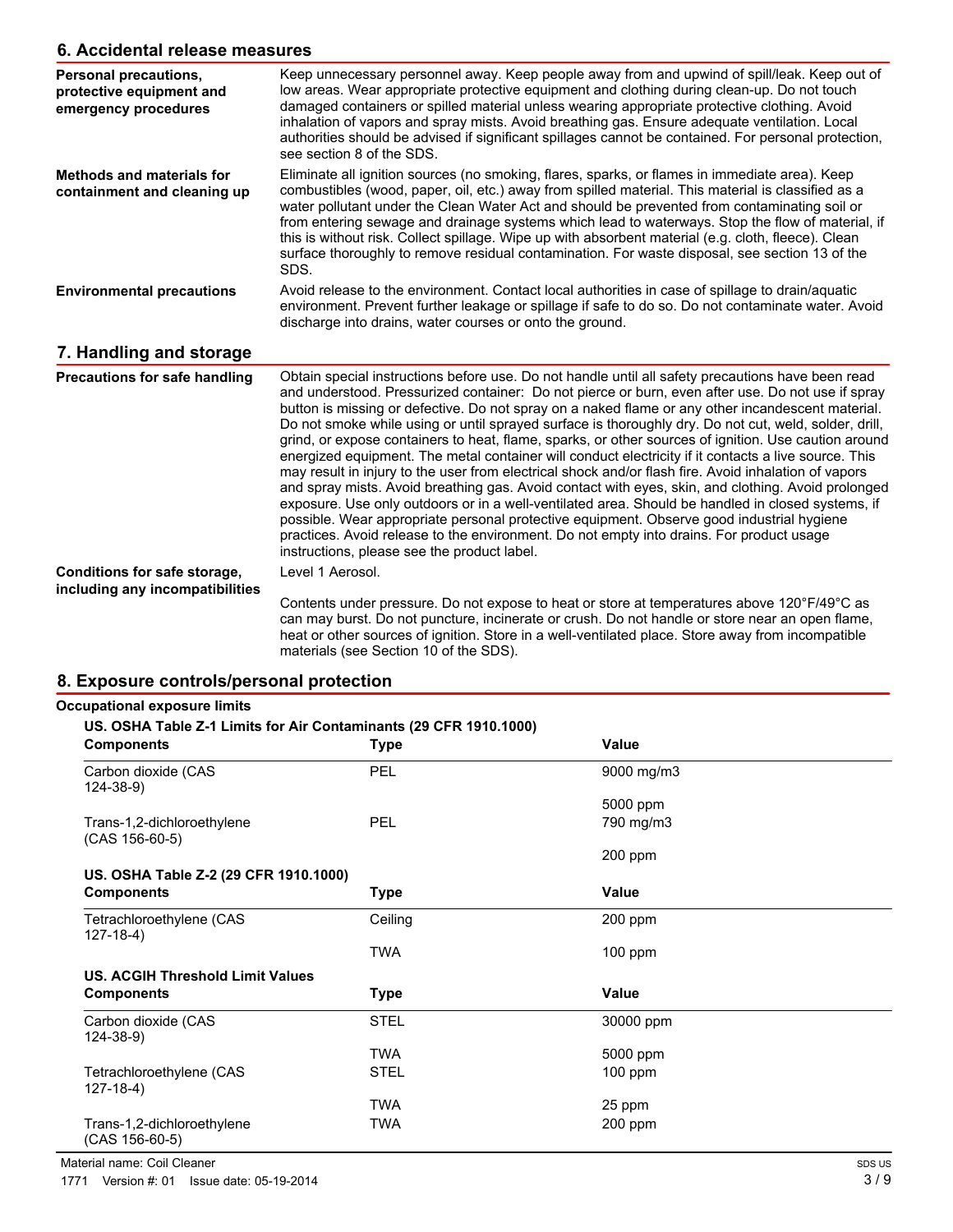## 6. Accidental release measures

| | |
|---|---|
| **Personal precautions, protective equipment and emergency procedures** | Keep unnecessary personnel away. Keep people away from and upwind of spill/leak. Keep out of low areas. Wear appropriate protective equipment and clothing during clean-up. Do not touch damaged containers or spilled material unless wearing appropriate protective clothing. Avoid inhalation of vapors and spray mists. Avoid breathing gas. Ensure adequate ventilation. Local authorities should be advised if significant spillages cannot be contained. For personal protection, see section 8 of the SDS. |
| **Methods and materials for containment and cleaning up** | Eliminate all ignition sources (no smoking, flares, sparks, or flames in immediate area). Keep combustibles (wood, paper, oil, etc.) away from spilled material. This material is classified as a water pollutant under the Clean Water Act and should be prevented from contaminating soil or from entering sewage and drainage systems which lead to waterways. Stop the flow of material, if this is without risk. Collect spillage. Wipe up with absorbent material (e.g. cloth, fleece). Clean surface thoroughly to remove residual contamination. For waste disposal, see section 13 of the SDS. |
| **Environmental precautions** | Avoid release to the environment. Contact local authorities in case of spillage to drain/aquatic environment. Prevent further leakage or spillage if safe to do so. Do not contaminate water. Avoid discharge into drains, water courses or onto the ground. |

## 7. Handling and storage

| | |
|---|---|
| **Precautions for safe handling** | Obtain special instructions before use. Do not handle until all safety precautions have been read and understood. Pressurized container: Do not pierce or burn, even after use. Do not use if spray button is missing or defective. Do not spray on a naked flame or any other incandescent material. Do not smoke while using or until sprayed surface is thoroughly dry. Do not cut, weld, solder, drill, grind, or expose containers to heat, flame, sparks, or other sources of ignition. Use caution around energized equipment. The metal container will conduct electricity if it contacts a live source. This may result in injury to the user from electrical shock and/or flash fire. Avoid inhalation of vapors and spray mists. Avoid breathing gas. Avoid contact with eyes, skin, and clothing. Avoid prolonged exposure. Use only outdoors or in a well-ventilated area. Should be handled in closed systems, if possible. Wear appropriate personal protective equipment. Observe good industrial hygiene practices. Avoid release to the environment. Do not empty into drains. For product usage instructions, please see the product label. |
| **Conditions for safe storage, including any incompatibilities** | Level 1 Aerosol.<br><br>Contents under pressure. Do not expose to heat or store at temperatures above 120°F/49°C as can may burst. Do not puncture, incinerate or crush. Do not handle or store near an open flame, heat or other sources of ignition. Store in a well-ventilated place. Store away from incompatible materials (see Section 10 of the SDS). |

## 8. Exposure controls/personal protection

**Occupational exposure limits**

**US. OSHA Table Z-1 Limits for Air Contaminants (29 CFR 1910.1000)**

| Components | Type | Value |
|---|---|---|
| Carbon dioxide (CAS 124-38-9) | PEL | 9000 mg/m3 |
| | | 5000 ppm |
| Trans-1,2-dichloroethylene (CAS 156-60-5) | PEL | 790 mg/m3 |
| | | 200 ppm |

**US. OSHA Table Z-2 (29 CFR 1910.1000)**

| Components | Type | Value |
|---|---|---|
| Tetrachloroethylene (CAS 127-18-4) | Ceiling | 200 ppm |
| | TWA | 100 ppm |

**US. ACGIH Threshold Limit Values**

| Components | Type | Value |
|---|---|---|
| Carbon dioxide (CAS 124-38-9) | STEL | 30000 ppm |
| | TWA | 5000 ppm |
| Tetrachloroethylene (CAS 127-18-4) | STEL | 100 ppm |
| | TWA | 25 ppm |
| Trans-1,2-dichloroethylene (CAS 156-60-5) | TWA | 200 ppm |

Material name: Coil Cleaner

1771 Version #: 01 Issue date: 05-19-2014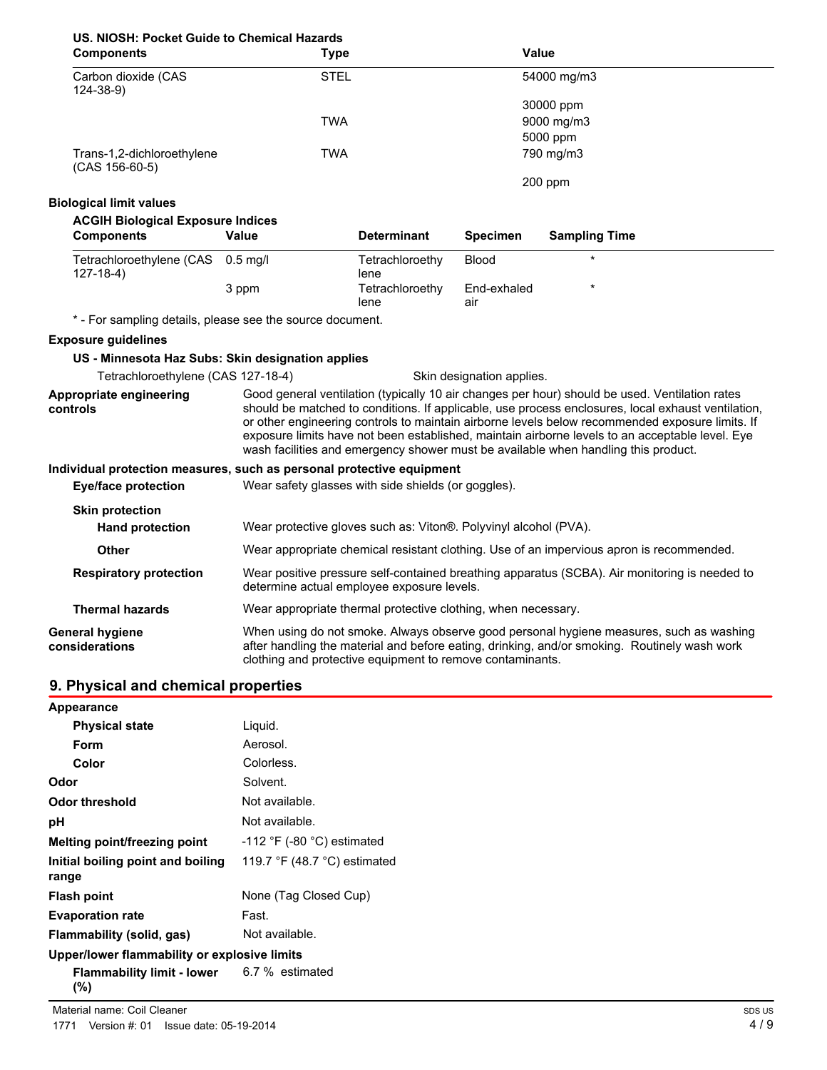**US. NIOSH: Pocket Guide to Chemical Hazards**

| Components | Type | Value |
|---|---|---|
| Carbon dioxide (CAS 124-38-9) | STEL | 54000 mg/m3 |
| | | 30000 ppm |
| | TWA | 9000 mg/m3 |
| | | 5000 ppm |
| Trans-1,2-dichloroethylene (CAS 156-60-5) | TWA | 790 mg/m3 |
| | | 200 ppm |

**Biological limit values**

**ACGIH Biological Exposure Indices**

| Components | Value | Determinant | Specimen | Sampling Time |
|---|---|---|---|---|
| Tetrachloroethylene (CAS 127-18-4) | 0.5 mg/l | Tetrachloroethylene | Blood | * |
| | 3 ppm | Tetrachloroethylene | End-exhaled air | * |

* - For sampling details, please see the source document.

**Exposure guidelines**

**US - Minnesota Haz Subs: Skin designation applies**

Tetrachloroethylene (CAS 127-18-4) Skin designation applies.

**Appropriate engineering controls**
Good general ventilation (typically 10 air changes per hour) should be used. Ventilation rates should be matched to conditions. If applicable, use process enclosures, local exhaust ventilation, or other engineering controls to maintain airborne levels below recommended exposure limits. If exposure limits have not been established, maintain airborne levels to an acceptable level. Eye wash facilities and emergency shower must be available when handling this product.

**Individual protection measures, such as personal protective equipment**

**Eye/face protection**
Wear safety glasses with side shields (or goggles).

**Skin protection**

**Hand protection**
Wear protective gloves such as: Viton®. Polyvinyl alcohol (PVA).

**Other**
Wear appropriate chemical resistant clothing. Use of an impervious apron is recommended.

**Respiratory protection**
Wear positive pressure self-contained breathing apparatus (SCBA). Air monitoring is needed to determine actual employee exposure levels.

**Thermal hazards**
Wear appropriate thermal protective clothing, when necessary.

**General hygiene considerations**
When using do not smoke. Always observe good personal hygiene measures, such as washing after handling the material and before eating, drinking, and/or smoking. Routinely wash work clothing and protective equipment to remove contaminants.

## 9. Physical and chemical properties

**Appearance**

| | |
|---|---|
| **Physical state** | Liquid. |
| **Form** | Aerosol. |
| **Color** | Colorless. |
| **Odor** | Solvent. |
| **Odor threshold** | Not available. |
| **pH** | Not available. |
| **Melting point/freezing point** | -112 °F (-80 °C) estimated |
| **Initial boiling point and boiling range** | 119.7 °F (48.7 °C) estimated |
| **Flash point** | None (Tag Closed Cup) |
| **Evaporation rate** | Fast. |
| **Flammability (solid, gas)** | Not available. |

**Upper/lower flammability or explosive limits**

| | |
|---|---|
| **Flammability limit - lower (%)** | 6.7 % estimated |

Material name: Coil Cleaner

1771 Version #: 01 Issue date: 05-19-2014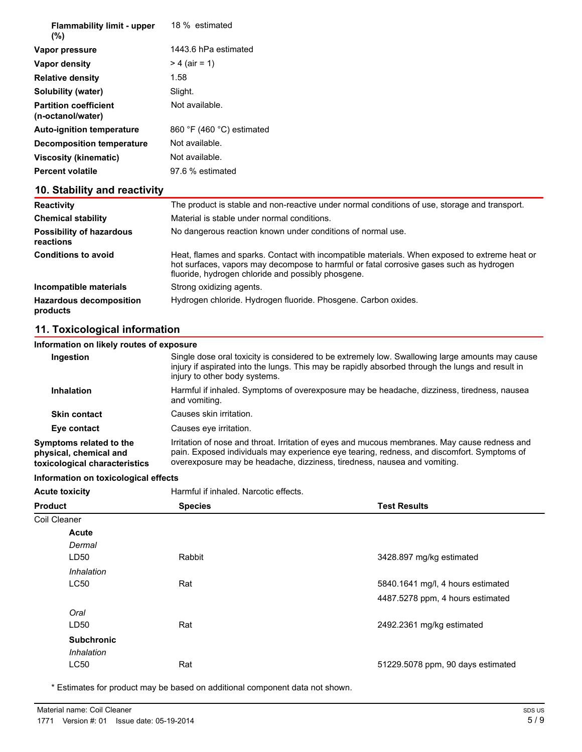| | |
|---|---|
| **Flammability limit - upper (%)** | 18 % estimated |
| **Vapor pressure** | 1443.6 hPa estimated |
| **Vapor density** | > 4 (air = 1) |
| **Relative density** | 1.58 |
| **Solubility (water)** | Slight. |
| **Partition coefficient (n-octanol/water)** | Not available. |
| **Auto-ignition temperature** | 860 °F (460 °C) estimated |
| **Decomposition temperature** | Not available. |
| **Viscosity (kinematic)** | Not available. |
| **Percent volatile** | 97.6 % estimated |

## 10. Stability and reactivity

| | |
|---|---|
| **Reactivity** | The product is stable and non-reactive under normal conditions of use, storage and transport. |
| **Chemical stability** | Material is stable under normal conditions. |
| **Possibility of hazardous reactions** | No dangerous reaction known under conditions of normal use. |
| **Conditions to avoid** | Heat, flames and sparks. Contact with incompatible materials. When exposed to extreme heat or hot surfaces, vapors may decompose to harmful or fatal corrosive gases such as hydrogen fluoride, hydrogen chloride and possibly phosgene. |
| **Incompatible materials** | Strong oxidizing agents. |
| **Hazardous decomposition products** | Hydrogen chloride. Hydrogen fluoride. Phosgene. Carbon oxides. |

## 11. Toxicological information

**Information on likely routes of exposure**

| | |
|---|---|
| **Ingestion** | Single dose oral toxicity is considered to be extremely low. Swallowing large amounts may cause injury if aspirated into the lungs. This may be rapidly absorbed through the lungs and result in injury to other body systems. |
| **Inhalation** | Harmful if inhaled. Symptoms of overexposure may be headache, dizziness, tiredness, nausea and vomiting. |
| **Skin contact** | Causes skin irritation. |
| **Eye contact** | Causes eye irritation. |
| **Symptoms related to the physical, chemical and toxicological characteristics** | Irritation of nose and throat. Irritation of eyes and mucous membranes. May cause redness and pain. Exposed individuals may experience eye tearing, redness, and discomfort. Symptoms of overexposure may be headache, dizziness, tiredness, nausea and vomiting. |

**Information on toxicological effects**

**Acute toxicity** Harmful if inhaled. Narcotic effects.

| Product | Species | Test Results |
|---|---|---|
| Coil Cleaner | | |
| **Acute** | | |
| *Dermal* | | |
| LD50 | Rabbit | 3428.897 mg/kg estimated |
| *Inhalation* | | |
| LC50 | Rat | 5840.1641 mg/l, 4 hours estimated |
| | | 4487.5278 ppm, 4 hours estimated |
| *Oral* | | |
| LD50 | Rat | 2492.2361 mg/kg estimated |
| **Subchronic** | | |
| *Inhalation* | | |
| LC50 | Rat | 51229.5078 ppm, 90 days estimated |

\* Estimates for product may be based on additional component data not shown.

Material name: Coil Cleaner

1771 Version #: 01 Issue date: 05-19-2014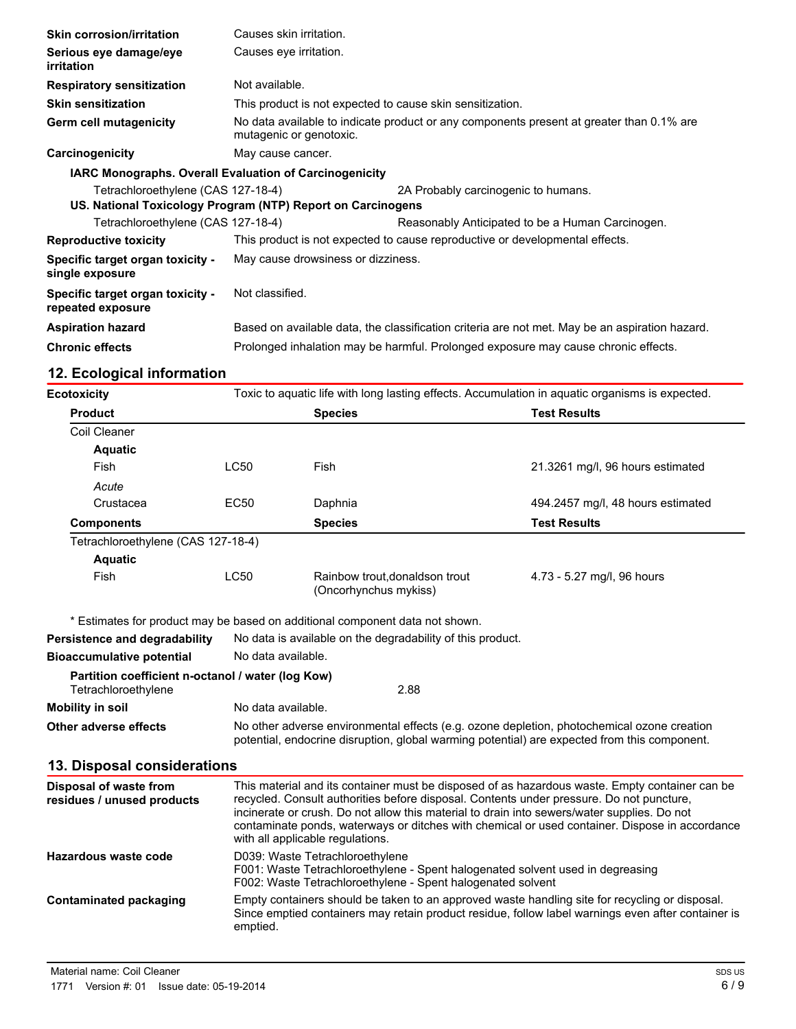| | |
|---|---|
| **Skin corrosion/irritation** | Causes skin irritation. |
| **Serious eye damage/eye irritation** | Causes eye irritation. |
| **Respiratory sensitization** | Not available. |
| **Skin sensitization** | This product is not expected to cause skin sensitization. |
| **Germ cell mutagenicity** | No data available to indicate product or any components present at greater than 0.1% are mutagenic or genotoxic. |
| **Carcinogenicity** | May cause cancer. |

**IARC Monographs. Overall Evaluation of Carcinogenicity**

| | |
|---|---|
| Tetrachloroethylene (CAS 127-18-4) | 2A Probably carcinogenic to humans. |

**US. National Toxicology Program (NTP) Report on Carcinogens**

| | |
|---|---|
| Tetrachloroethylene (CAS 127-18-4) | Reasonably Anticipated to be a Human Carcinogen. |

| | |
|---|---|
| **Reproductive toxicity** | This product is not expected to cause reproductive or developmental effects. |
| **Specific target organ toxicity - single exposure** | May cause drowsiness or dizziness. |
| **Specific target organ toxicity - repeated exposure** | Not classified. |
| **Aspiration hazard** | Based on available data, the classification criteria are not met. May be an aspiration hazard. |
| **Chronic effects** | Prolonged inhalation may be harmful. Prolonged exposure may cause chronic effects. |

## 12. Ecological information

**Ecotoxicity** Toxic to aquatic life with long lasting effects. Accumulation in aquatic organisms is expected.

| Product | | Species | Test Results |
|---|---|---|---|
| Coil Cleaner | | | |
| **Aquatic** | | | |
| Fish | LC50 | Fish | 21.3261 mg/l, 96 hours estimated |
| *Acute* | | | |
| Crustacea | EC50 | Daphnia | 494.2457 mg/l, 48 hours estimated |
| **Components** | | **Species** | **Test Results** |
| Tetrachloroethylene (CAS 127-18-4) | | | |
| **Aquatic** | | | |
| Fish | LC50 | Rainbow trout,donaldson trout (Oncorhynchus mykiss) | 4.73 - 5.27 mg/l, 96 hours |

\* Estimates for product may be based on additional component data not shown.

| | |
|---|---|
| **Persistence and degradability** | No data is available on the degradability of this product. |
| **Bioaccumulative potential** | No data available. |

**Partition coefficient n-octanol / water (log Kow)**

| | |
|---|---|
| Tetrachloroethylene | 2.88 |

| | |
|---|---|
| **Mobility in soil** | No data available. |
| **Other adverse effects** | No other adverse environmental effects (e.g. ozone depletion, photochemical ozone creation potential, endocrine disruption, global warming potential) are expected from this component. |

## 13. Disposal considerations

| | |
|---|---|
| **Disposal of waste from residues / unused products** | This material and its container must be disposed of as hazardous waste. Empty container can be recycled. Consult authorities before disposal. Contents under pressure. Do not puncture, incinerate or crush. Do not allow this material to drain into sewers/water supplies. Do not contaminate ponds, waterways or ditches with chemical or used container. Dispose in accordance with all applicable regulations. |
| **Hazardous waste code** | D039: Waste Tetrachloroethylene<br>F001: Waste Tetrachloroethylene - Spent halogenated solvent used in degreasing<br>F002: Waste Tetrachloroethylene - Spent halogenated solvent |
| **Contaminated packaging** | Empty containers should be taken to an approved waste handling site for recycling or disposal. Since emptied containers may retain product residue, follow label warnings even after container is emptied. |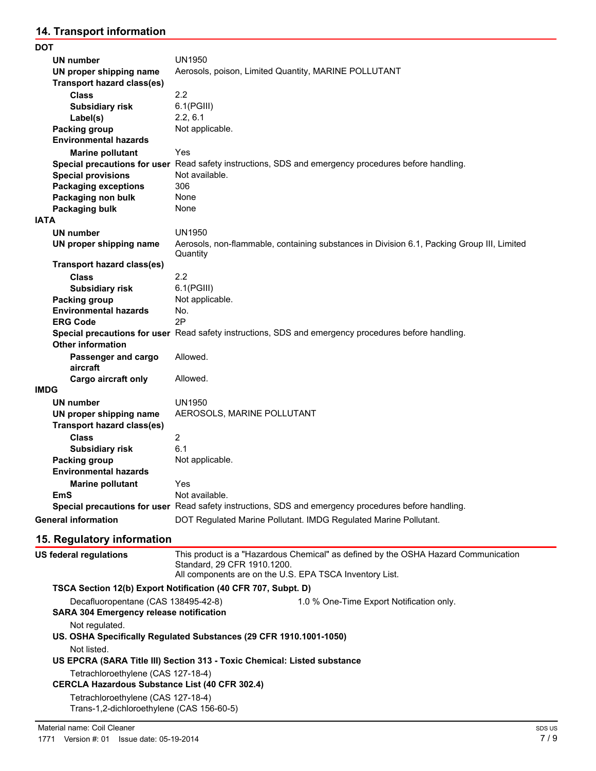## 14. Transport information

**DOT**

| | |
|---|---|
| **UN number** | UN1950 |
| **UN proper shipping name** | Aerosols, poison, Limited Quantity, MARINE POLLUTANT |
| **Transport hazard class(es)** | |
| **Class** | 2.2 |
| **Subsidiary risk** | 6.1(PGIII) |
| **Label(s)** | 2.2, 6.1 |
| **Packing group** | Not applicable. |
| **Environmental hazards** | |
| **Marine pollutant** | Yes |
| **Special precautions for user** | Read safety instructions, SDS and emergency procedures before handling. |
| **Special provisions** | Not available. |
| **Packaging exceptions** | 306 |
| **Packaging non bulk** | None |
| **Packaging bulk** | None |

**IATA**

| | |
|---|---|
| **UN number** | UN1950 |
| **UN proper shipping name** | Aerosols, non-flammable, containing substances in Division 6.1, Packing Group III, Limited Quantity |
| **Transport hazard class(es)** | |
| **Class** | 2.2 |
| **Subsidiary risk** | 6.1(PGIII) |
| **Packing group** | Not applicable. |
| **Environmental hazards** | No. |
| **ERG Code** | 2P |
| **Special precautions for user** | Read safety instructions, SDS and emergency procedures before handling. |
| **Other information** | |
| **Passenger and cargo aircraft** | Allowed. |
| **Cargo aircraft only** | Allowed. |

**IMDG**

| | |
|---|---|
| **UN number** | UN1950 |
| **UN proper shipping name** | AEROSOLS, MARINE POLLUTANT |
| **Transport hazard class(es)** | |
| **Class** | 2 |
| **Subsidiary risk** | 6.1 |
| **Packing group** | Not applicable. |
| **Environmental hazards** | |
| **Marine pollutant** | Yes |
| **EmS** | Not available. |
| **Special precautions for user** | Read safety instructions, SDS and emergency procedures before handling. |

**General information** DOT Regulated Marine Pollutant. IMDG Regulated Marine Pollutant.

## 15. Regulatory information

**US federal regulations** This product is a "Hazardous Chemical" as defined by the OSHA Hazard Communication Standard, 29 CFR 1910.1200.
All components are on the U.S. EPA TSCA Inventory List.

**TSCA Section 12(b) Export Notification (40 CFR 707, Subpt. D)**

Decafluoropentane (CAS 138495-42-8) 1.0 % One-Time Export Notification only.

**SARA 304 Emergency release notification**

Not regulated.

**US. OSHA Specifically Regulated Substances (29 CFR 1910.1001-1050)**

Not listed.

**US EPCRA (SARA Title III) Section 313 - Toxic Chemical: Listed substance**

Tetrachloroethylene (CAS 127-18-4)

**CERCLA Hazardous Substance List (40 CFR 302.4)**

Tetrachloroethylene (CAS 127-18-4)
Trans-1,2-dichloroethylene (CAS 156-60-5)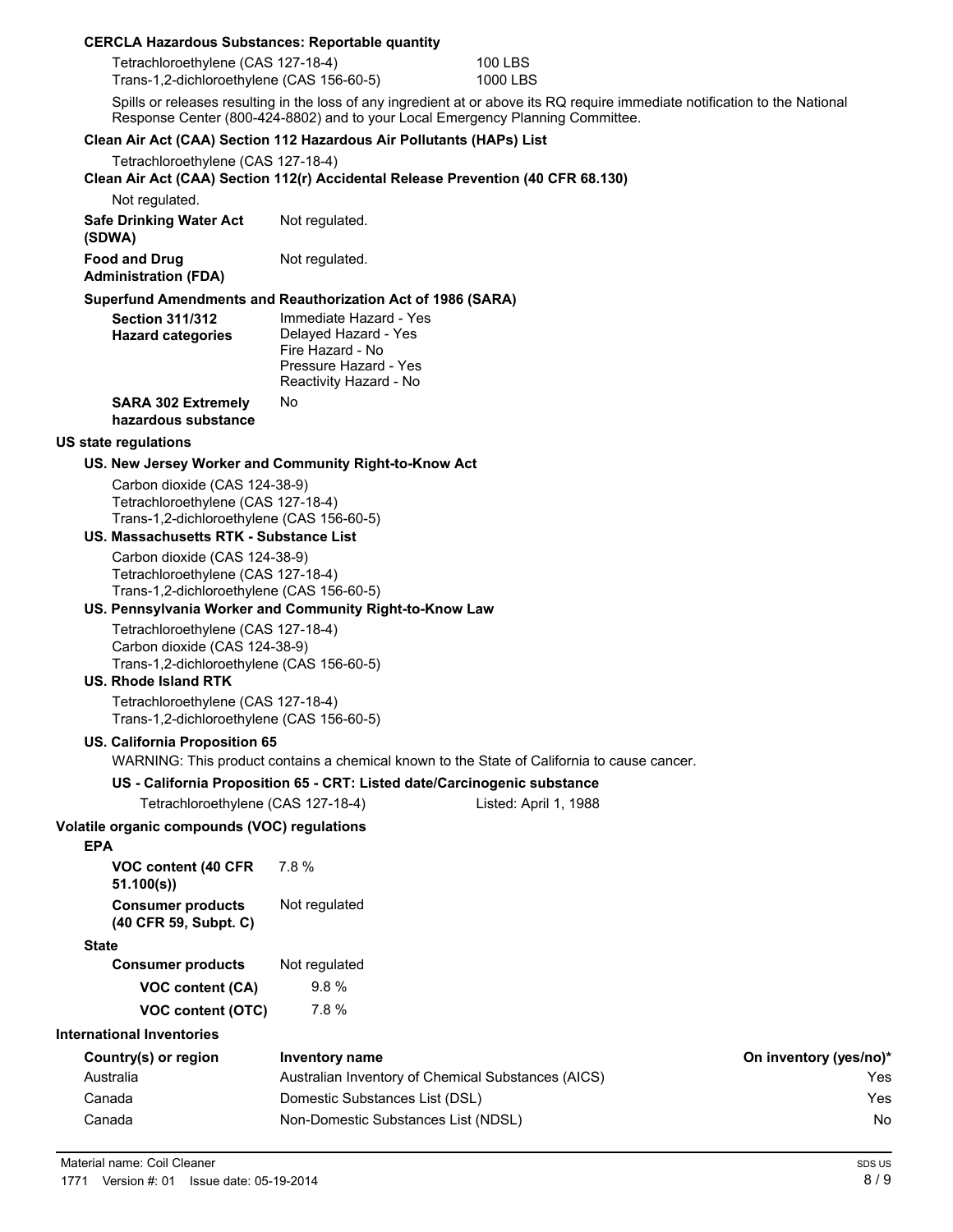**CERCLA Hazardous Substances: Reportable quantity**

| | |
|---|---|
| Tetrachloroethylene (CAS 127-18-4) | 100 LBS |
| Trans-1,2-dichloroethylene (CAS 156-60-5) | 1000 LBS |

Spills or releases resulting in the loss of any ingredient at or above its RQ require immediate notification to the National Response Center (800-424-8802) and to your Local Emergency Planning Committee.

**Clean Air Act (CAA) Section 112 Hazardous Air Pollutants (HAPs) List**

Tetrachloroethylene (CAS 127-18-4)

**Clean Air Act (CAA) Section 112(r) Accidental Release Prevention (40 CFR 68.130)**

Not regulated.

**Safe Drinking Water Act (SDWA)** Not regulated.

**Food and Drug Administration (FDA)** Not regulated.

**Superfund Amendments and Reauthorization Act of 1986 (SARA)**

**Section 311/312 Hazard categories**
Immediate Hazard - Yes
Delayed Hazard - Yes
Fire Hazard - No
Pressure Hazard - Yes
Reactivity Hazard - No

**SARA 302 Extremely hazardous substance** No

**US state regulations**

**US. New Jersey Worker and Community Right-to-Know Act**

Carbon dioxide (CAS 124-38-9)
Tetrachloroethylene (CAS 127-18-4)
Trans-1,2-dichloroethylene (CAS 156-60-5)

**US. Massachusetts RTK - Substance List**

Carbon dioxide (CAS 124-38-9)
Tetrachloroethylene (CAS 127-18-4)
Trans-1,2-dichloroethylene (CAS 156-60-5)

**US. Pennsylvania Worker and Community Right-to-Know Law**

Tetrachloroethylene (CAS 127-18-4)
Carbon dioxide (CAS 124-38-9)
Trans-1,2-dichloroethylene (CAS 156-60-5)

**US. Rhode Island RTK**

Tetrachloroethylene (CAS 127-18-4)
Trans-1,2-dichloroethylene (CAS 156-60-5)

**US. California Proposition 65**

WARNING: This product contains a chemical known to the State of California to cause cancer.

**US - California Proposition 65 - CRT: Listed date/Carcinogenic substance**

Tetrachloroethylene (CAS 127-18-4) Listed: April 1, 1988

**Volatile organic compounds (VOC) regulations**

**EPA**

**VOC content (40 CFR 51.100(s))** 7.8 %

**Consumer products (40 CFR 59, Subpt. C)** Not regulated

**State**

**Consumer products** Not regulated

**VOC content (CA)** 9.8 %

**VOC content (OTC)** 7.8 %

**International Inventories**

| Country(s) or region | Inventory name | On inventory (yes/no)* |
|---|---|---|
| Australia | Australian Inventory of Chemical Substances (AICS) | Yes |
| Canada | Domestic Substances List (DSL) | Yes |
| Canada | Non-Domestic Substances List (NDSL) | No |

Material name: Coil Cleaner
1771 Version #: 01 Issue date: 05-19-2014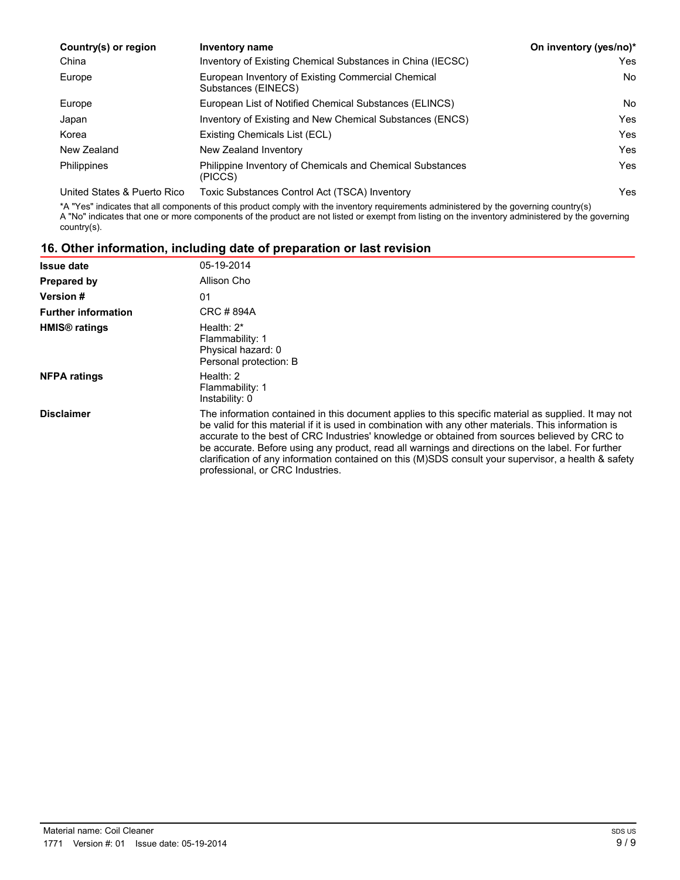| Country(s) or region | Inventory name | On inventory (yes/no)* |
| --- | --- | --- |
| China | Inventory of Existing Chemical Substances in China (IECSC) | Yes |
| Europe | European Inventory of Existing Commercial Chemical Substances (EINECS) | No |
| Europe | European List of Notified Chemical Substances (ELINCS) | No |
| Japan | Inventory of Existing and New Chemical Substances (ENCS) | Yes |
| Korea | Existing Chemicals List (ECL) | Yes |
| New Zealand | New Zealand Inventory | Yes |
| Philippines | Philippine Inventory of Chemicals and Chemical Substances (PICCS) | Yes |
| United States & Puerto Rico | Toxic Substances Control Act (TSCA) Inventory | Yes |

*A "Yes" indicates that all components of this product comply with the inventory requirements administered by the governing country(s)
A "No" indicates that one or more components of the product are not listed or exempt from listing on the inventory administered by the governing country(s).

## 16. Other information, including date of preparation or last revision

| | |
| --- | --- |
| **Issue date** | 05-19-2014 |
| **Prepared by** | Allison Cho |
| **Version #** | 01 |
| **Further information** | CRC # 894A |
| **HMIS® ratings** | Health: 2*<br>Flammability: 1<br>Physical hazard: 0<br>Personal protection: B |
| **NFPA ratings** | Health: 2<br>Flammability: 1<br>Instability: 0 |
| **Disclaimer** | The information contained in this document applies to this specific material as supplied. It may not be valid for this material if it is used in combination with any other materials. This information is accurate to the best of CRC Industries' knowledge or obtained from sources believed by CRC to be accurate. Before using any product, read all warnings and directions on the label. For further clarification of any information contained on this (M)SDS consult your supervisor, a health & safety professional, or CRC Industries. |